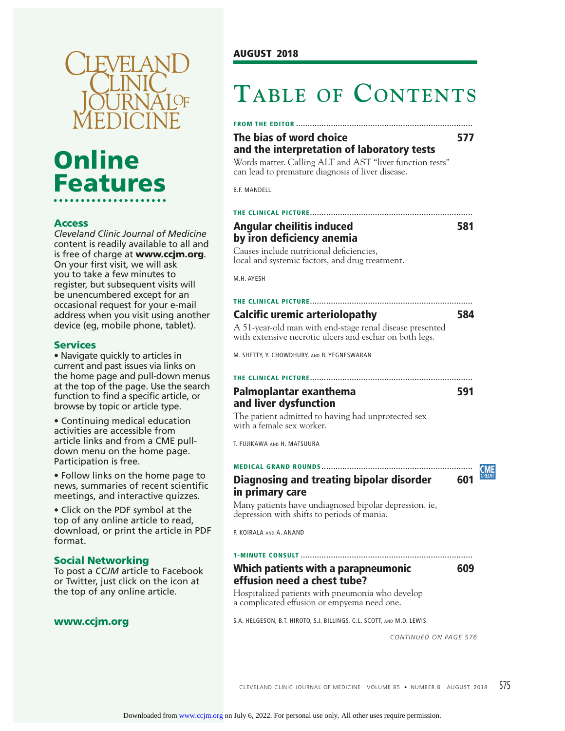# Cleveland Clinic Journal of Medicine

## Online Features

### Access

*Cleveland Clinic Journal of Medicine* content is readily available to all and is free of charge at **www.ccjm.org**. On your first visit, we will ask you to take a few minutes to register, but subsequent visits will be unencumbered except for an occasional request for your e-mail address when you visit using another device (eg, mobile phone, tablet).

### Services

- Navigate quickly to articles in current and past issues via links on the home page and pull-down menus at the top of the page. Use the search function to find a specific article, or browse by topic or article type.
- Continuing medical education activities are accessible from article links and from a CME pull-down menu on the home page. Participation is free.
- Follow links on the home page to news, summaries of recent scientific meetings, and interactive quizzes.
- Click on the PDF symbol at the top of any online article to read, download, or print the article in PDF format.

### Social Networking

To post a *CCJM* article to Facebook or Twitter, just click on the icon at the top of any online article.

**www.ccjm.org**

---

**AUGUST 2018**

# Table of Contents

**FROM THE EDITOR**

### The bias of word choice and the interpretation of laboratory tests — 577

Words matter. Calling ALT and AST "liver function tests" can lead to premature diagnosis of liver disease.

B.F. MANDELL

**THE CLINICAL PICTURE**

### Angular cheilitis induced by iron deficiency anemia — 581

Causes include nutritional deficiencies, local and systemic factors, and drug treatment.

M.H. AYESH

**THE CLINICAL PICTURE**

### Calcific uremic arteriolopathy — 584

A 51-year-old man with end-stage renal disease presented with extensive necrotic ulcers and eschar on both legs.

M. SHETTY, Y. CHOWDHURY, AND B. YEGNESWARAN

**THE CLINICAL PICTURE**

### Palmoplantar exanthema and liver dysfunction — 591

The patient admitted to having had unprotected sex with a female sex worker.

T. FUJIKAWA AND H. MATSUURA

**MEDICAL GRAND ROUNDS** — CME CREDIT

### Diagnosing and treating bipolar disorder in primary care — 601

Many patients have undiagnosed bipolar depression, ie, depression with shifts to periods of mania.

P. KOIRALA AND A. ANAND

**1-MINUTE CONSULT**

### Which patients with a parapneumonic effusion need a chest tube? — 609

Hospitalized patients with pneumonia who develop a complicated effusion or empyema need one.

S.A. HELGESON, B.T. HIROTO, S.J. BILLINGS, C.L. SCOTT, AND M.D. LEWIS

*CONTINUED ON PAGE 576*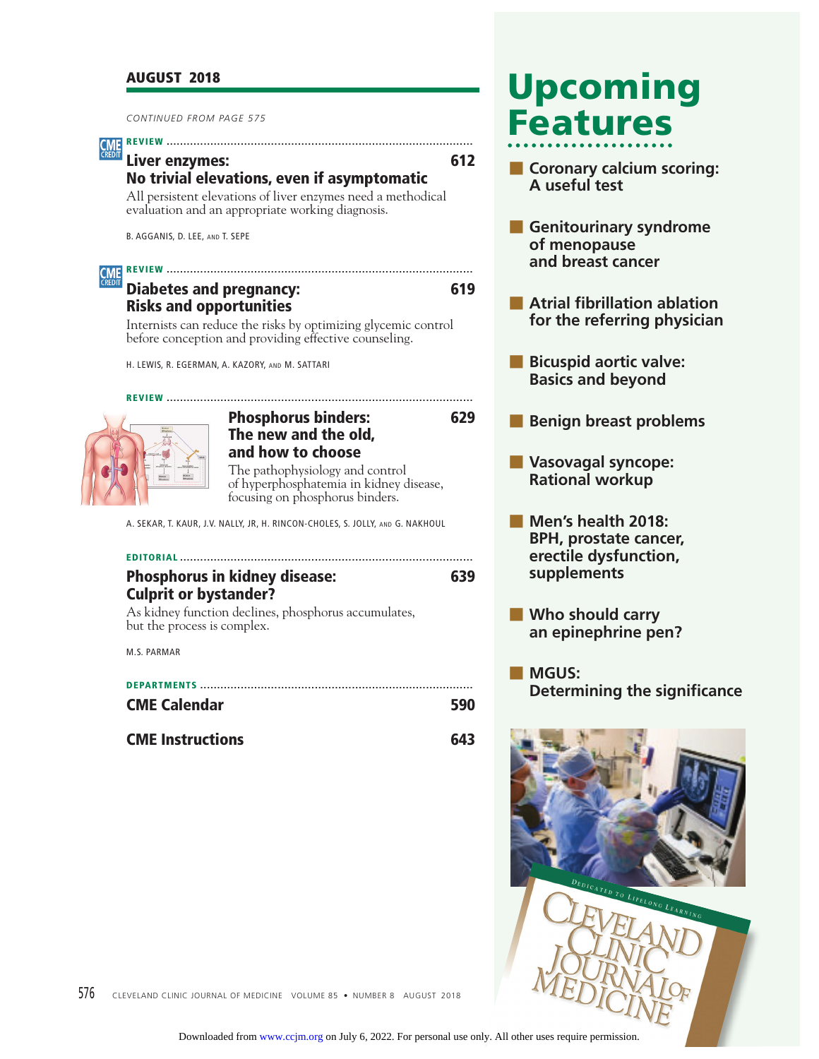## AUGUST 2018

*CONTINUED FROM PAGE 575*

CME CREDIT **REVIEW**

### Liver enzymes: No trivial elevations, even if asymptomatic — 612

All persistent elevations of liver enzymes need a methodical evaluation and an appropriate working diagnosis.

B. AGGANIS, D. LEE, AND T. SEPE

CME CREDIT **REVIEW**

### Diabetes and pregnancy: Risks and opportunities — 619

Internists can reduce the risks by optimizing glycemic control before conception and providing effective counseling.

H. LEWIS, R. EGERMAN, A. KAZORY, AND M. SATTARI

**REVIEW**

### Phosphorus binders: The new and the old, and how to choose — 629

The pathophysiology and control of hyperphosphatemia in kidney disease, focusing on phosphorus binders.

A. SEKAR, T. KAUR, J.V. NALLY, JR, H. RINCON-CHOLES, S. JOLLY, AND G. NAKHOUL

**EDITORIAL**

### Phosphorus in kidney disease: Culprit or bystander? — 639

As kidney function declines, phosphorus accumulates, but the process is complex.

M.S. PARMAR

**DEPARTMENTS**

### CME Calendar — 590

### CME Instructions — 643

# Upcoming Features

- **Coronary calcium scoring: A useful test**
- **Genitourinary syndrome of menopause and breast cancer**
- **Atrial fibrillation ablation for the referring physician**
- **Bicuspid aortic valve: Basics and beyond**
- **Benign breast problems**
- **Vasovagal syncope: Rational workup**
- **Men's health 2018: BPH, prostate cancer, erectile dysfunction, supplements**
- **Who should carry an epinephrine pen?**
- **MGUS: Determining the significance**

DEDICATED TO LIFELONG LEARNING

CLEVELAND CLINIC JOURNAL OF MEDICINE